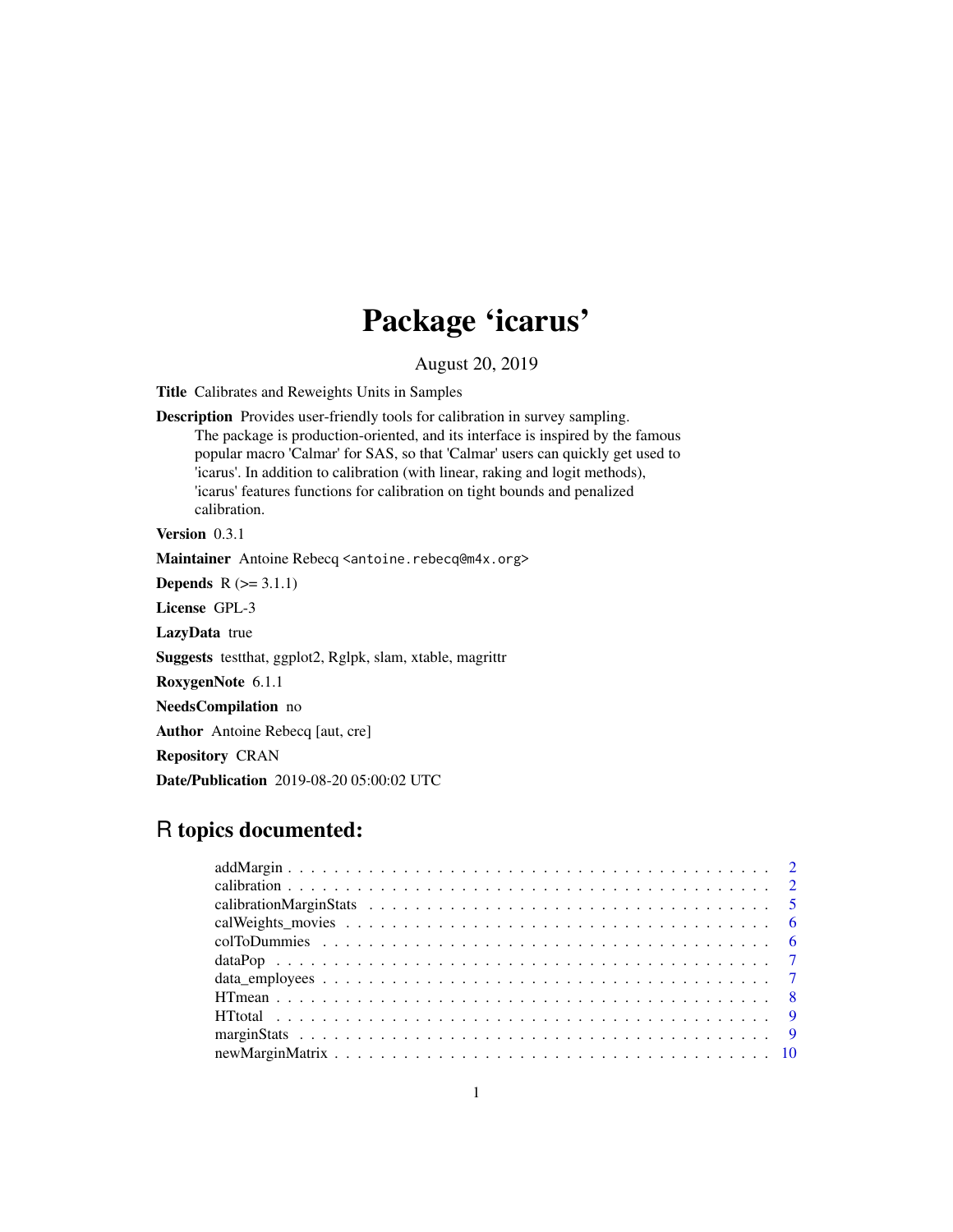# Package 'icarus'

August 20, 2019

**Title** Calibrates and Reweights Units in Samples

**Description** Provides user-friendly tools for calibration in survey sampling.
The package is production-oriented, and its interface is inspired by the famous popular macro 'Calmar' for SAS, so that 'Calmar' users can quickly get used to 'icarus'. In addition to calibration (with linear, raking and logit methods), 'icarus' features functions for calibration on tight bounds and penalized calibration.

**Version** 0.3.1

**Maintainer** Antoine Rebecq <antoine.rebecq@m4x.org>

**Depends** R (>= 3.1.1)

**License** GPL-3

**LazyData** true

**Suggests** testthat, ggplot2, Rglpk, slam, xtable, magrittr

**RoxygenNote** 6.1.1

**NeedsCompilation** no

**Author** Antoine Rebecq [aut, cre]

**Repository** CRAN

**Date/Publication** 2019-08-20 05:00:02 UTC

## R topics documented:

- addMargin . . . . . . . . . . . . . . . . . . . . . . . . . . . . . . . . . . . . . . . . . . 2
- calibration . . . . . . . . . . . . . . . . . . . . . . . . . . . . . . . . . . . . . . . . . . 2
- calibrationMarginStats . . . . . . . . . . . . . . . . . . . . . . . . . . . . . . . . . . . . 5
- calWeights_movies . . . . . . . . . . . . . . . . . . . . . . . . . . . . . . . . . . . . . . 6
- colToDummies . . . . . . . . . . . . . . . . . . . . . . . . . . . . . . . . . . . . . . . . 6
- dataPop . . . . . . . . . . . . . . . . . . . . . . . . . . . . . . . . . . . . . . . . . . . 7
- data_employees . . . . . . . . . . . . . . . . . . . . . . . . . . . . . . . . . . . . . . . 7
- HTmean . . . . . . . . . . . . . . . . . . . . . . . . . . . . . . . . . . . . . . . . . . . 8
- HTtotal . . . . . . . . . . . . . . . . . . . . . . . . . . . . . . . . . . . . . . . . . . . 9
- marginStats . . . . . . . . . . . . . . . . . . . . . . . . . . . . . . . . . . . . . . . . . 9
- newMarginMatrix . . . . . . . . . . . . . . . . . . . . . . . . . . . . . . . . . . . . . . 10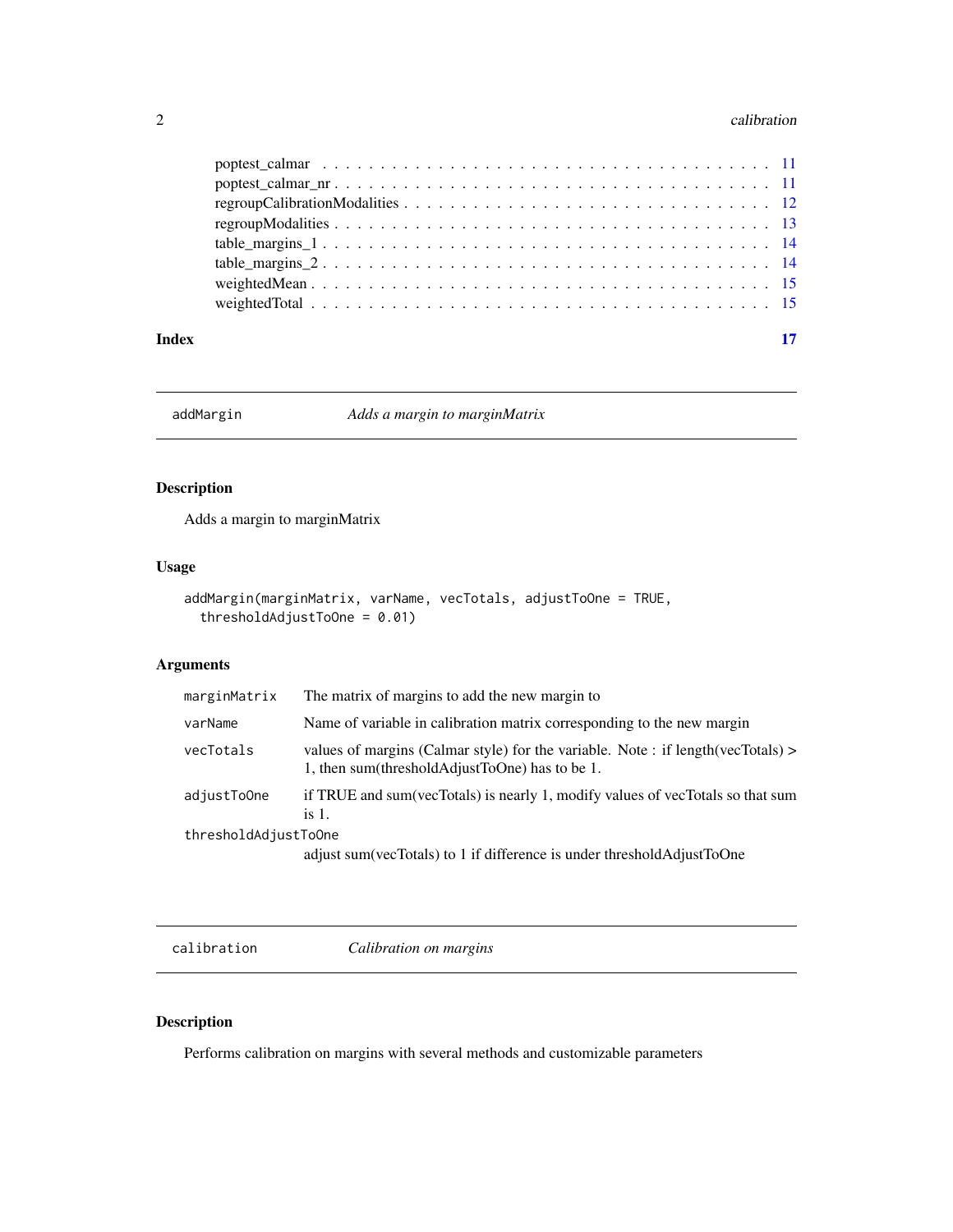poptest_calmar . . . . . . . . . . . . . . . . . . . . . . . . . . . . . . . . . . . . . 11
poptest_calmar_nr . . . . . . . . . . . . . . . . . . . . . . . . . . . . . . . . . . . . 11
regroupCalibrationModalities . . . . . . . . . . . . . . . . . . . . . . . . . . . . . . 12
regroupModalities . . . . . . . . . . . . . . . . . . . . . . . . . . . . . . . . . . . . 13
table_margins_1 . . . . . . . . . . . . . . . . . . . . . . . . . . . . . . . . . . . . . 14
table_margins_2 . . . . . . . . . . . . . . . . . . . . . . . . . . . . . . . . . . . . . 14
weightedMean . . . . . . . . . . . . . . . . . . . . . . . . . . . . . . . . . . . . . . 15
weightedTotal . . . . . . . . . . . . . . . . . . . . . . . . . . . . . . . . . . . . . . 15

**Index** 17

---

## addMargin — *Adds a margin to marginMatrix*

### Description

Adds a margin to marginMatrix

### Usage

```
addMargin(marginMatrix, varName, vecTotals, adjustToOne = TRUE,
  thresholdAdjustToOne = 0.01)
```

### Arguments

| | |
|---|---|
| `marginMatrix` | The matrix of margins to add the new margin to |
| `varName` | Name of variable in calibration matrix corresponding to the new margin |
| `vecTotals` | values of margins (Calmar style) for the variable. Note : if length(vecTotals) > 1, then sum(thresholdAdjustToOne) has to be 1. |
| `adjustToOne` | if TRUE and sum(vecTotals) is nearly 1, modify values of vecTotals so that sum is 1. |
| `thresholdAdjustToOne` | adjust sum(vecTotals) to 1 if difference is under thresholdAdjustToOne |

---

## calibration — *Calibration on margins*

### Description

Performs calibration on margins with several methods and customizable parameters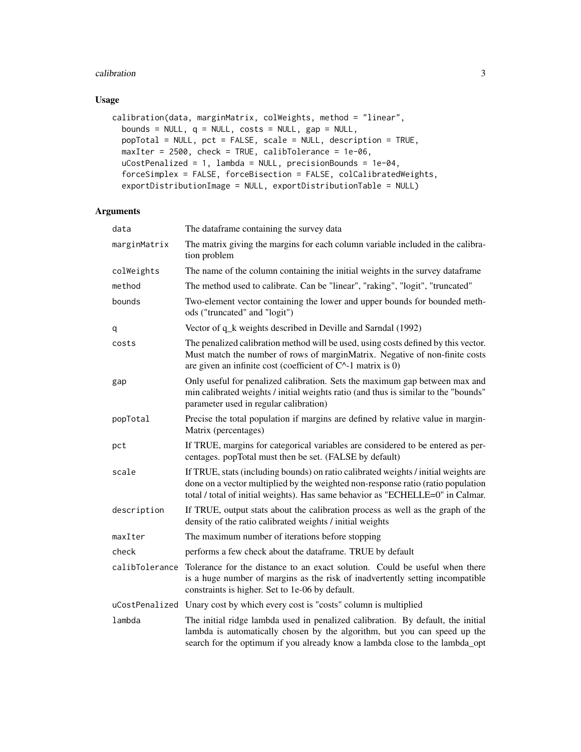## Usage

```
calibration(data, marginMatrix, colWeights, method = "linear",
  bounds = NULL, q = NULL, costs = NULL, gap = NULL,
  popTotal = NULL, pct = FALSE, scale = NULL, description = TRUE,
  maxIter = 2500, check = TRUE, calibTolerance = 1e-06,
  uCostPenalized = 1, lambda = NULL, precisionBounds = 1e-04,
  forceSimplex = FALSE, forceBisection = FALSE, colCalibratedWeights,
  exportDistributionImage = NULL, exportDistributionTable = NULL)
```

## Arguments

| | |
|---|---|
| `data` | The dataframe containing the survey data |
| `marginMatrix` | The matrix giving the margins for each column variable included in the calibration problem |
| `colWeights` | The name of the column containing the initial weights in the survey dataframe |
| `method` | The method used to calibrate. Can be "linear", "raking", "logit", "truncated" |
| `bounds` | Two-element vector containing the lower and upper bounds for bounded methods ("truncated" and "logit") |
| `q` | Vector of q_k weights described in Deville and Sarndal (1992) |
| `costs` | The penalized calibration method will be used, using costs defined by this vector. Must match the number of rows of marginMatrix. Negative of non-finite costs are given an infinite cost (coefficient of C^-1 matrix is 0) |
| `gap` | Only useful for penalized calibration. Sets the maximum gap between max and min calibrated weights / initial weights ratio (and thus is similar to the "bounds" parameter used in regular calibration) |
| `popTotal` | Precise the total population if margins are defined by relative value in marginMatrix (percentages) |
| `pct` | If TRUE, margins for categorical variables are considered to be entered as percentages. popTotal must then be set. (FALSE by default) |
| `scale` | If TRUE, stats (including bounds) on ratio calibrated weights / initial weights are done on a vector multiplied by the weighted non-response ratio (ratio population total / total of initial weights). Has same behavior as "ECHELLE=0" in Calmar. |
| `description` | If TRUE, output stats about the calibration process as well as the graph of the density of the ratio calibrated weights / initial weights |
| `maxIter` | The maximum number of iterations before stopping |
| `check` | performs a few check about the dataframe. TRUE by default |
| `calibTolerance` | Tolerance for the distance to an exact solution. Could be useful when there is a huge number of margins as the risk of inadvertently setting incompatible constraints is higher. Set to 1e-06 by default. |
| `uCostPenalized` | Unary cost by which every cost is "costs" column is multiplied |
| `lambda` | The initial ridge lambda used in penalized calibration. By default, the initial lambda is automatically chosen by the algorithm, but you can speed up the search for the optimum if you already know a lambda close to the lambda_opt |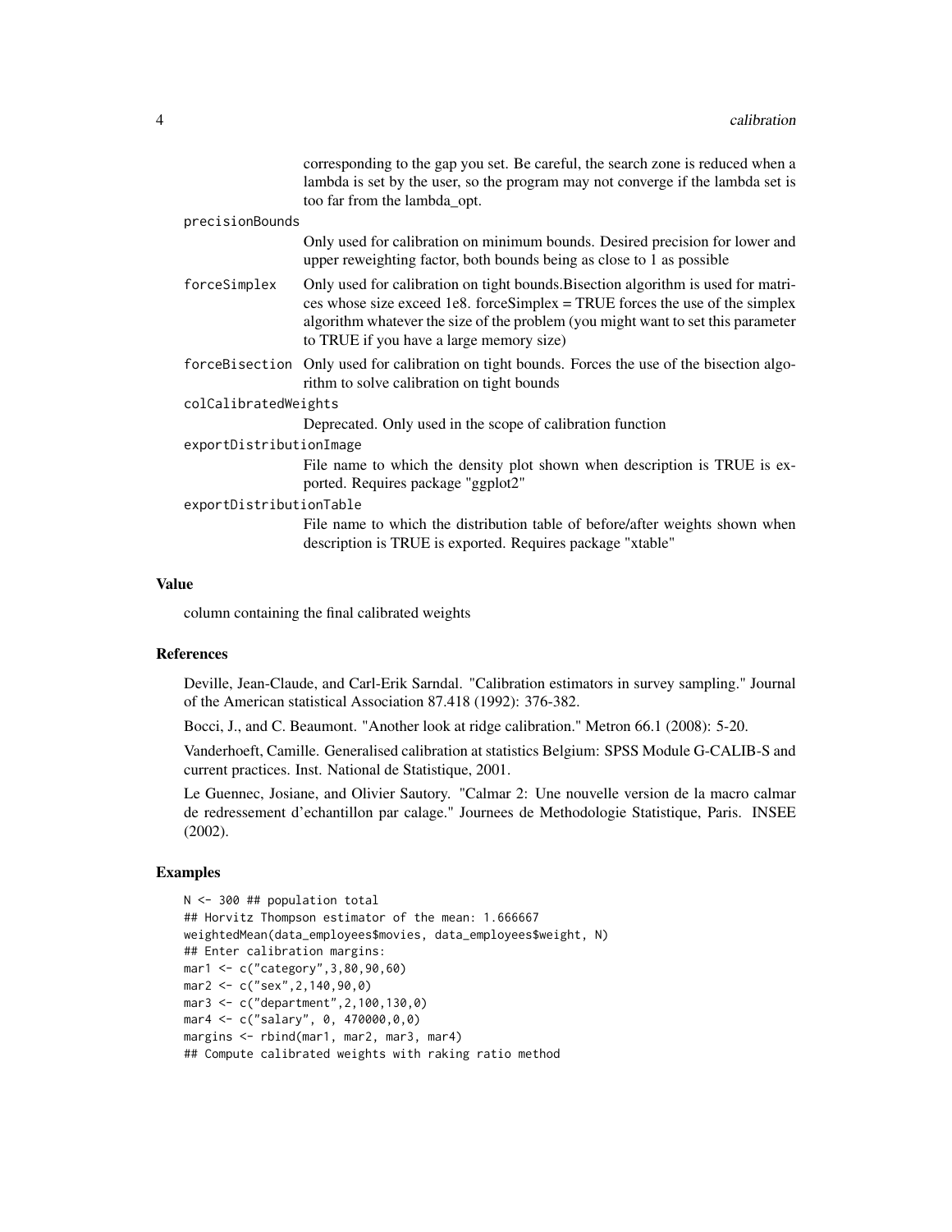corresponding to the gap you set. Be careful, the search zone is reduced when a lambda is set by the user, so the program may not converge if the lambda set is too far from the lambda_opt.

`precisionBounds`
: Only used for calibration on minimum bounds. Desired precision for lower and upper reweighting factor, both bounds being as close to 1 as possible

`forceSimplex`
: Only used for calibration on tight bounds.Bisection algorithm is used for matrices whose size exceed 1e8. forceSimplex = TRUE forces the use of the simplex algorithm whatever the size of the problem (you might want to set this parameter to TRUE if you have a large memory size)

`forceBisection`
: Only used for calibration on tight bounds. Forces the use of the bisection algorithm to solve calibration on tight bounds

`colCalibratedWeights`
: Deprecated. Only used in the scope of calibration function

`exportDistributionImage`
: File name to which the density plot shown when description is TRUE is exported. Requires package "ggplot2"

`exportDistributionTable`
: File name to which the distribution table of before/after weights shown when description is TRUE is exported. Requires package "xtable"

## Value

column containing the final calibrated weights

## References

Deville, Jean-Claude, and Carl-Erik Sarndal. "Calibration estimators in survey sampling." Journal of the American statistical Association 87.418 (1992): 376-382.

Bocci, J., and C. Beaumont. "Another look at ridge calibration." Metron 66.1 (2008): 5-20.

Vanderhoeft, Camille. Generalised calibration at statistics Belgium: SPSS Module G-CALIB-S and current practices. Inst. National de Statistique, 2001.

Le Guennec, Josiane, and Olivier Sautory. "Calmar 2: Une nouvelle version de la macro calmar de redressement d'echantillon par calage." Journees de Methodologie Statistique, Paris. INSEE (2002).

## Examples

```
N <- 300 ## population total
## Horvitz Thompson estimator of the mean: 1.666667
weightedMean(data_employees$movies, data_employees$weight, N)
## Enter calibration margins:
mar1 <- c("category",3,80,90,60)
mar2 <- c("sex",2,140,90,0)
mar3 <- c("department",2,100,130,0)
mar4 <- c("salary", 0, 470000,0,0)
margins <- rbind(mar1, mar2, mar3, mar4)
## Compute calibrated weights with raking ratio method
```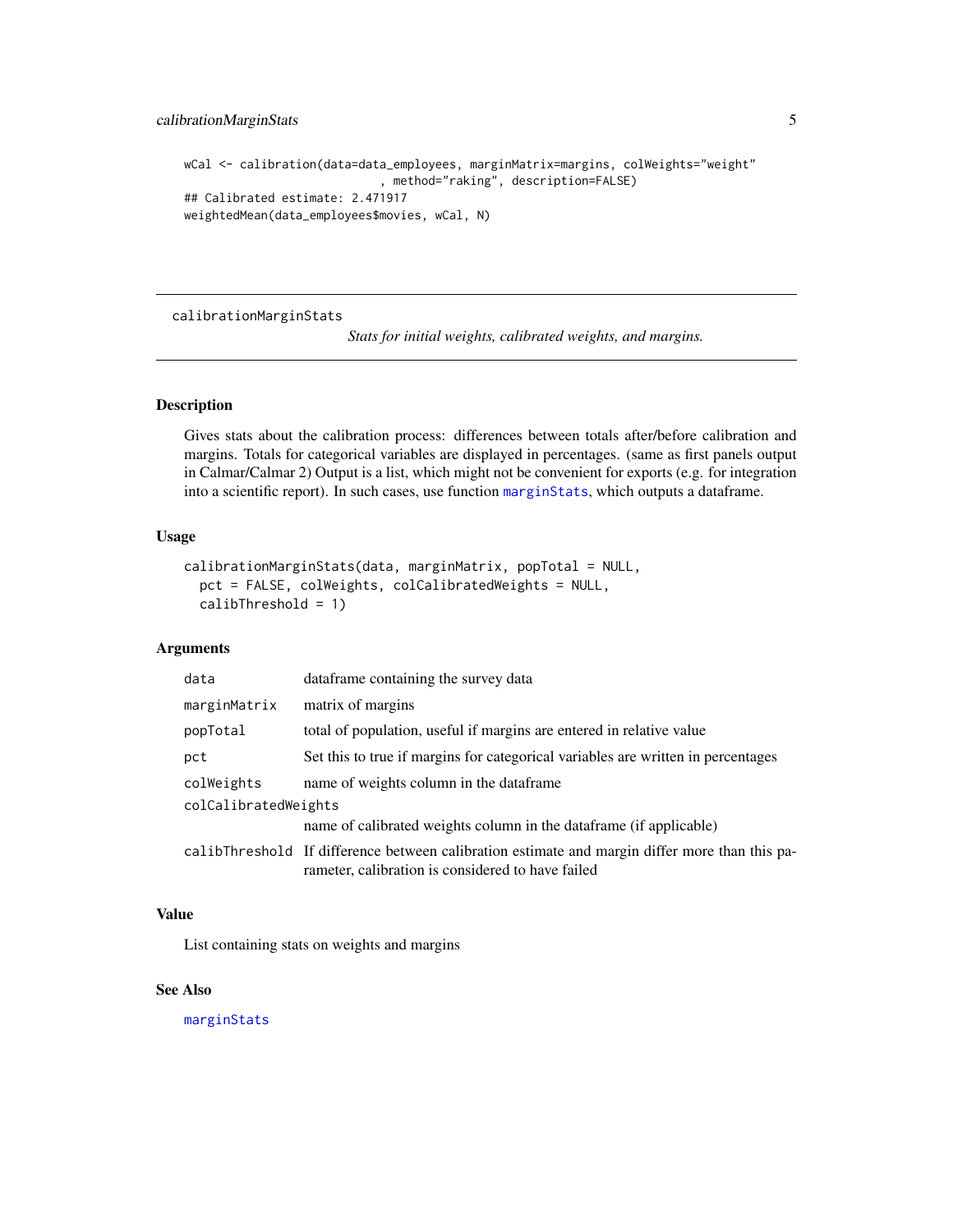```
wCal <- calibration(data=data_employees, marginMatrix=margins, colWeights="weight"
                            , method="raking", description=FALSE)
## Calibrated estimate: 2.471917
weightedMean(data_employees$movies, wCal, N)
```

---

## calibrationMarginStats

*Stats for initial weights, calibrated weights, and margins.*

---

### Description

Gives stats about the calibration process: differences between totals after/before calibration and margins. Totals for categorical variables are displayed in percentages. (same as first panels output in Calmar/Calmar 2) Output is a list, which might not be convenient for exports (e.g. for integration into a scientific report). In such cases, use function `marginStats`, which outputs a dataframe.

### Usage

```
calibrationMarginStats(data, marginMatrix, popTotal = NULL,
  pct = FALSE, colWeights, colCalibratedWeights = NULL,
  calibThreshold = 1)
```

### Arguments

| | |
|---|---|
| `data` | dataframe containing the survey data |
| `marginMatrix` | matrix of margins |
| `popTotal` | total of population, useful if margins are entered in relative value |
| `pct` | Set this to true if margins for categorical variables are written in percentages |
| `colWeights` | name of weights column in the dataframe |
| `colCalibratedWeights` | name of calibrated weights column in the dataframe (if applicable) |
| `calibThreshold` | If difference between calibration estimate and margin differ more than this parameter, calibration is considered to have failed |

### Value

List containing stats on weights and margins

### See Also

`marginStats`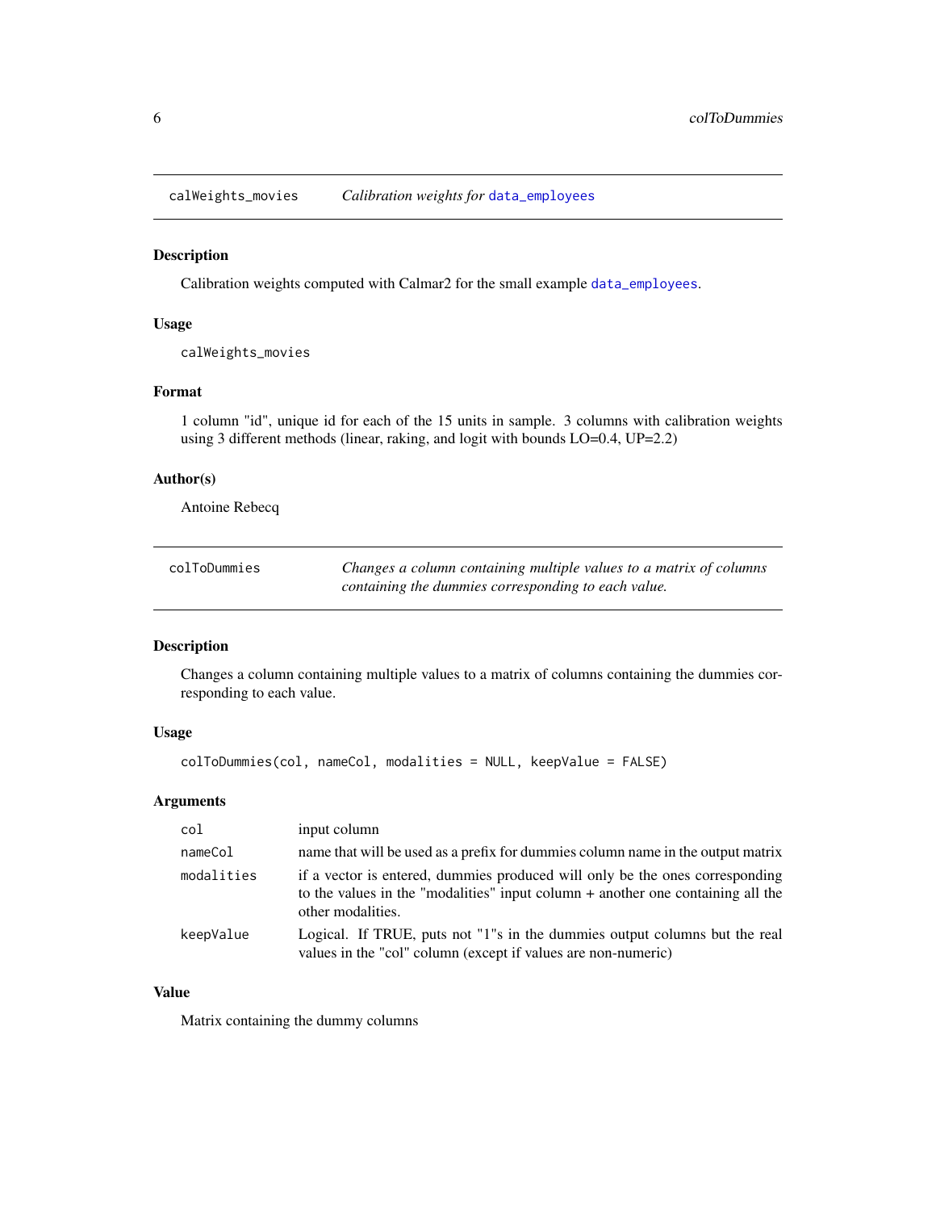## calWeights_movies — *Calibration weights for* `data_employees`

### Description

Calibration weights computed with Calmar2 for the small example `data_employees`.

### Usage

```
calWeights_movies
```

### Format

1 column "id", unique id for each of the 15 units in sample. 3 columns with calibration weights using 3 different methods (linear, raking, and logit with bounds LO=0.4, UP=2.2)

### Author(s)

Antoine Rebecq

## colToDummies — *Changes a column containing multiple values to a matrix of columns containing the dummies corresponding to each value.*

### Description

Changes a column containing multiple values to a matrix of columns containing the dummies corresponding to each value.

### Usage

```
colToDummies(col, nameCol, modalities = NULL, keepValue = FALSE)
```

### Arguments

| | |
|---|---|
| `col` | input column |
| `nameCol` | name that will be used as a prefix for dummies column name in the output matrix |
| `modalities` | if a vector is entered, dummies produced will only be the ones corresponding to the values in the "modalities" input column + another one containing all the other modalities. |
| `keepValue` | Logical. If TRUE, puts not "1"s in the dummies output columns but the real values in the "col" column (except if values are non-numeric) |

### Value

Matrix containing the dummy columns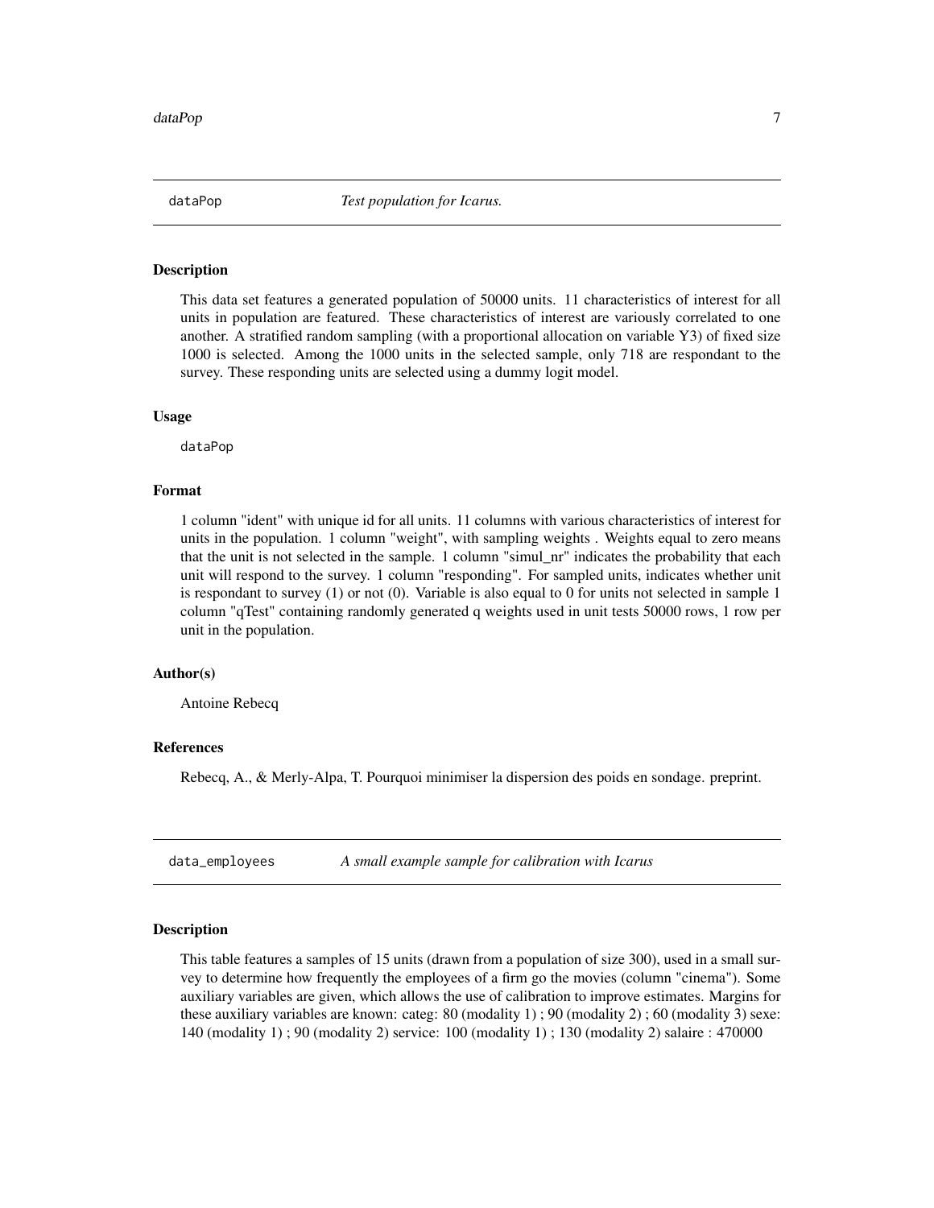## dataPop *Test population for Icarus.*

### Description

This data set features a generated population of 50000 units. 11 characteristics of interest for all units in population are featured. These characteristics of interest are variously correlated to one another. A stratified random sampling (with a proportional allocation on variable Y3) of fixed size 1000 is selected. Among the 1000 units in the selected sample, only 718 are respondant to the survey. These responding units are selected using a dummy logit model.

### Usage

```
dataPop
```

### Format

1 column "ident" with unique id for all units. 11 columns with various characteristics of interest for units in the population. 1 column "weight", with sampling weights . Weights equal to zero means that the unit is not selected in the sample. 1 column "simul_nr" indicates the probability that each unit will respond to the survey. 1 column "responding". For sampled units, indicates whether unit is respondant to survey (1) or not (0). Variable is also equal to 0 for units not selected in sample 1 column "qTest" containing randomly generated q weights used in unit tests 50000 rows, 1 row per unit in the population.

### Author(s)

Antoine Rebecq

### References

Rebecq, A., & Merly-Alpa, T. Pourquoi minimiser la dispersion des poids en sondage. preprint.

## data_employees *A small example sample for calibration with Icarus*

### Description

This table features a samples of 15 units (drawn from a population of size 300), used in a small survey to determine how frequently the employees of a firm go the movies (column "cinema"). Some auxiliary variables are given, which allows the use of calibration to improve estimates. Margins for these auxiliary variables are known: categ: 80 (modality 1) ; 90 (modality 2) ; 60 (modality 3) sexe: 140 (modality 1) ; 90 (modality 2) service: 100 (modality 1) ; 130 (modality 2) salaire : 470000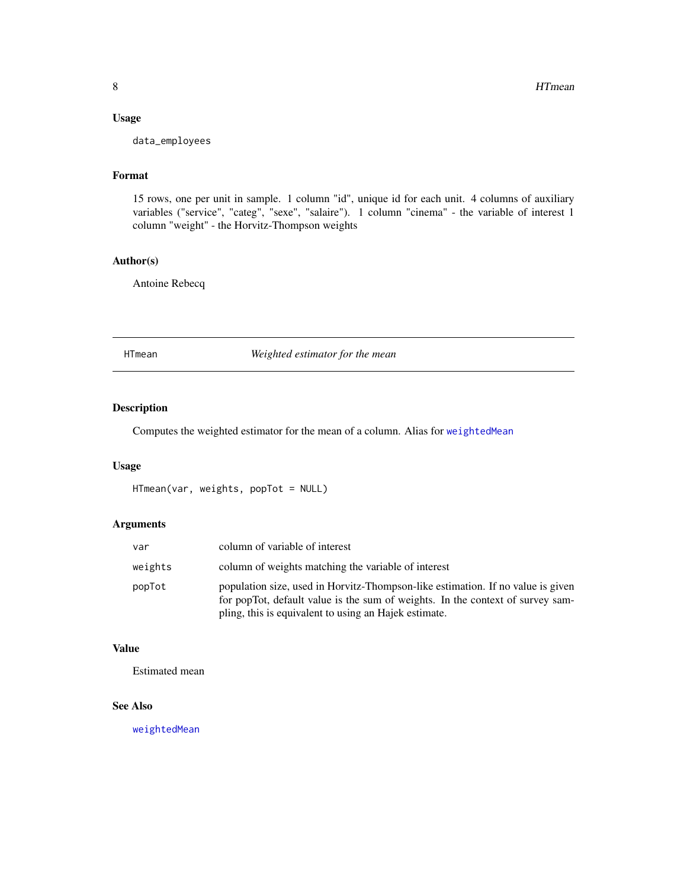### Usage

```
data_employees
```

### Format

15 rows, one per unit in sample. 1 column "id", unique id for each unit. 4 columns of auxiliary variables ("service", "categ", "sexe", "salaire"). 1 column "cinema" - the variable of interest 1 column "weight" - the Horvitz-Thompson weights

### Author(s)

Antoine Rebecq

---

## HTmean — *Weighted estimator for the mean*

---

### Description

Computes the weighted estimator for the mean of a column. Alias for `weightedMean`

### Usage

```
HTmean(var, weights, popTot = NULL)
```

### Arguments

| | |
|---|---|
| `var` | column of variable of interest |
| `weights` | column of weights matching the variable of interest |
| `popTot` | population size, used in Horvitz-Thompson-like estimation. If no value is given for popTot, default value is the sum of weights. In the context of survey sampling, this is equivalent to using an Hajek estimate. |

### Value

Estimated mean

### See Also

`weightedMean`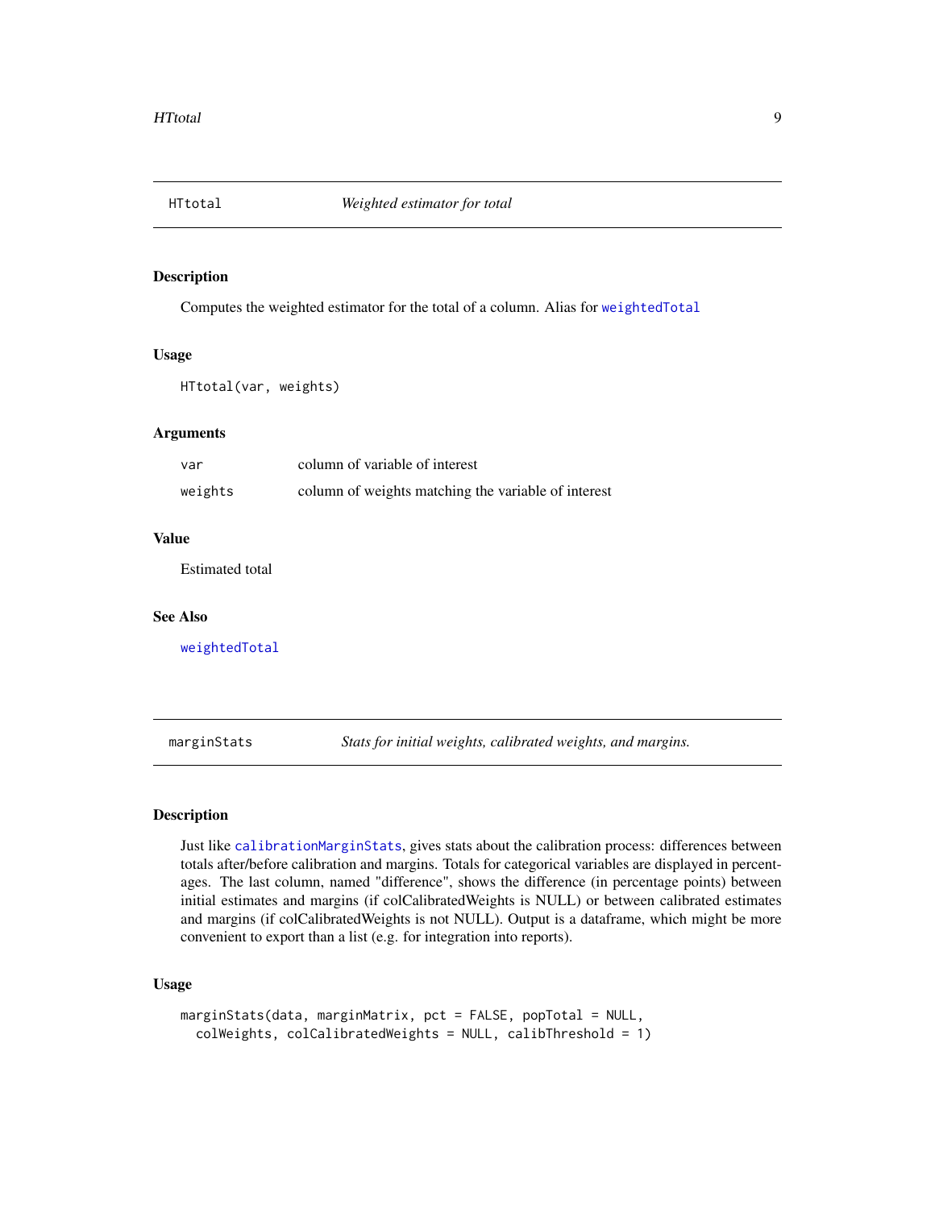## HTtotal *Weighted estimator for total*

### Description

Computes the weighted estimator for the total of a column. Alias for `weightedTotal`

### Usage

```
HTtotal(var, weights)
```

### Arguments

| | |
|---|---|
| `var` | column of variable of interest |
| `weights` | column of weights matching the variable of interest |

### Value

Estimated total

### See Also

`weightedTotal`

## marginStats *Stats for initial weights, calibrated weights, and margins.*

### Description

Just like `calibrationMarginStats`, gives stats about the calibration process: differences between totals after/before calibration and margins. Totals for categorical variables are displayed in percentages. The last column, named "difference", shows the difference (in percentage points) between initial estimates and margins (if colCalibratedWeights is NULL) or between calibrated estimates and margins (if colCalibratedWeights is not NULL). Output is a dataframe, which might be more convenient to export than a list (e.g. for integration into reports).

### Usage

```
marginStats(data, marginMatrix, pct = FALSE, popTotal = NULL,
  colWeights, colCalibratedWeights = NULL, calibThreshold = 1)
```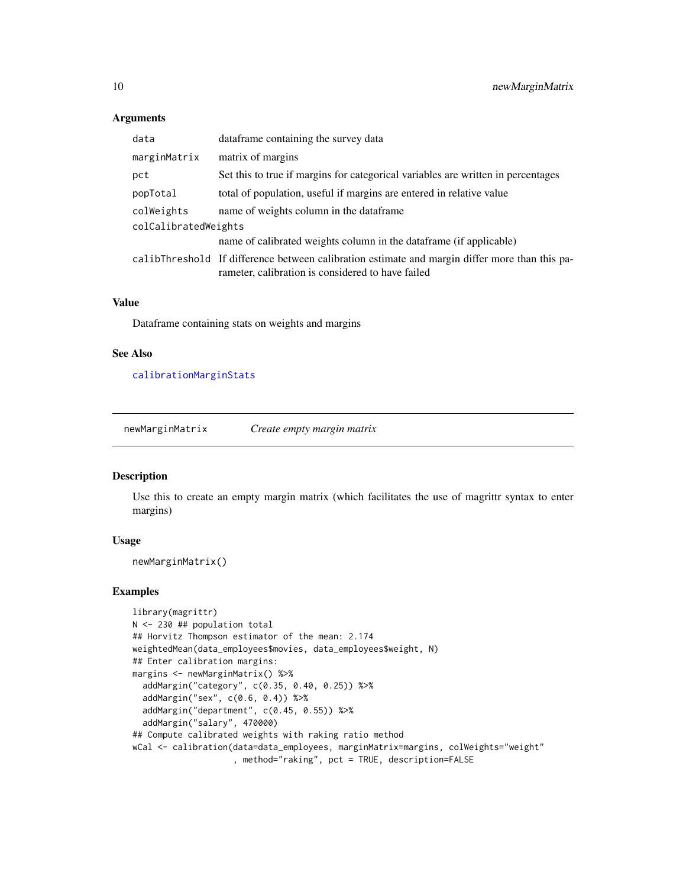### Arguments

| | |
|---|---|
| data | dataframe containing the survey data |
| marginMatrix | matrix of margins |
| pct | Set this to true if margins for categorical variables are written in percentages |
| popTotal | total of population, useful if margins are entered in relative value |
| colWeights | name of weights column in the dataframe |
| colCalibratedWeights | name of calibrated weights column in the dataframe (if applicable) |
| calibThreshold | If difference between calibration estimate and margin differ more than this parameter, calibration is considered to have failed |

### Value

Dataframe containing stats on weights and margins

### See Also

calibrationMarginStats

---

## newMarginMatrix *Create empty margin matrix*

---

### Description

Use this to create an empty margin matrix (which facilitates the use of magrittr syntax to enter margins)

### Usage

```
newMarginMatrix()
```

### Examples

```
library(magrittr)
N <- 230 ## population total
## Horvitz Thompson estimator of the mean: 2.174
weightedMean(data_employees$movies, data_employees$weight, N)
## Enter calibration margins:
margins <- newMarginMatrix() %>%
  addMargin("category", c(0.35, 0.40, 0.25)) %>%
  addMargin("sex", c(0.6, 0.4)) %>%
  addMargin("department", c(0.45, 0.55)) %>%
  addMargin("salary", 470000)
## Compute calibrated weights with raking ratio method
wCal <- calibration(data=data_employees, marginMatrix=margins, colWeights="weight"
                    , method="raking", pct = TRUE, description=FALSE
```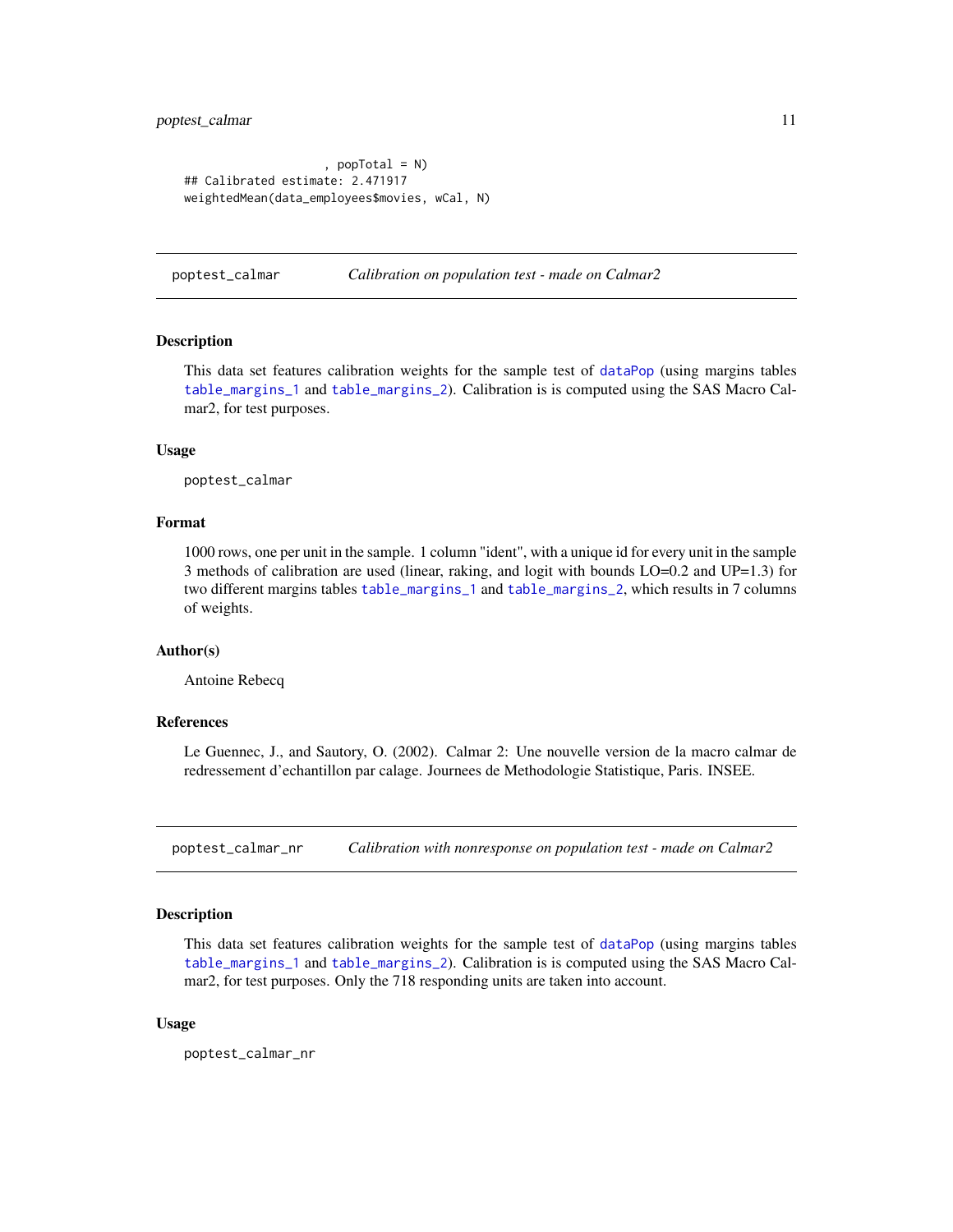```
                    , popTotal = N)
## Calibrated estimate: 2.471917
weightedMean(data_employees$movies, wCal, N)
```

## poptest_calmar — *Calibration on population test - made on Calmar2*

### Description

This data set features calibration weights for the sample test of dataPop (using margins tables table_margins_1 and table_margins_2). Calibration is is computed using the SAS Macro Calmar2, for test purposes.

### Usage

```
poptest_calmar
```

### Format

1000 rows, one per unit in the sample. 1 column "ident", with a unique id for every unit in the sample 3 methods of calibration are used (linear, raking, and logit with bounds LO=0.2 and UP=1.3) for two different margins tables table_margins_1 and table_margins_2, which results in 7 columns of weights.

### Author(s)

Antoine Rebecq

### References

Le Guennec, J., and Sautory, O. (2002). Calmar 2: Une nouvelle version de la macro calmar de redressement d'echantillon par calage. Journees de Methodologie Statistique, Paris. INSEE.

## poptest_calmar_nr — *Calibration with nonresponse on population test - made on Calmar2*

### Description

This data set features calibration weights for the sample test of dataPop (using margins tables table_margins_1 and table_margins_2). Calibration is is computed using the SAS Macro Calmar2, for test purposes. Only the 718 responding units are taken into account.

### Usage

```
poptest_calmar_nr
```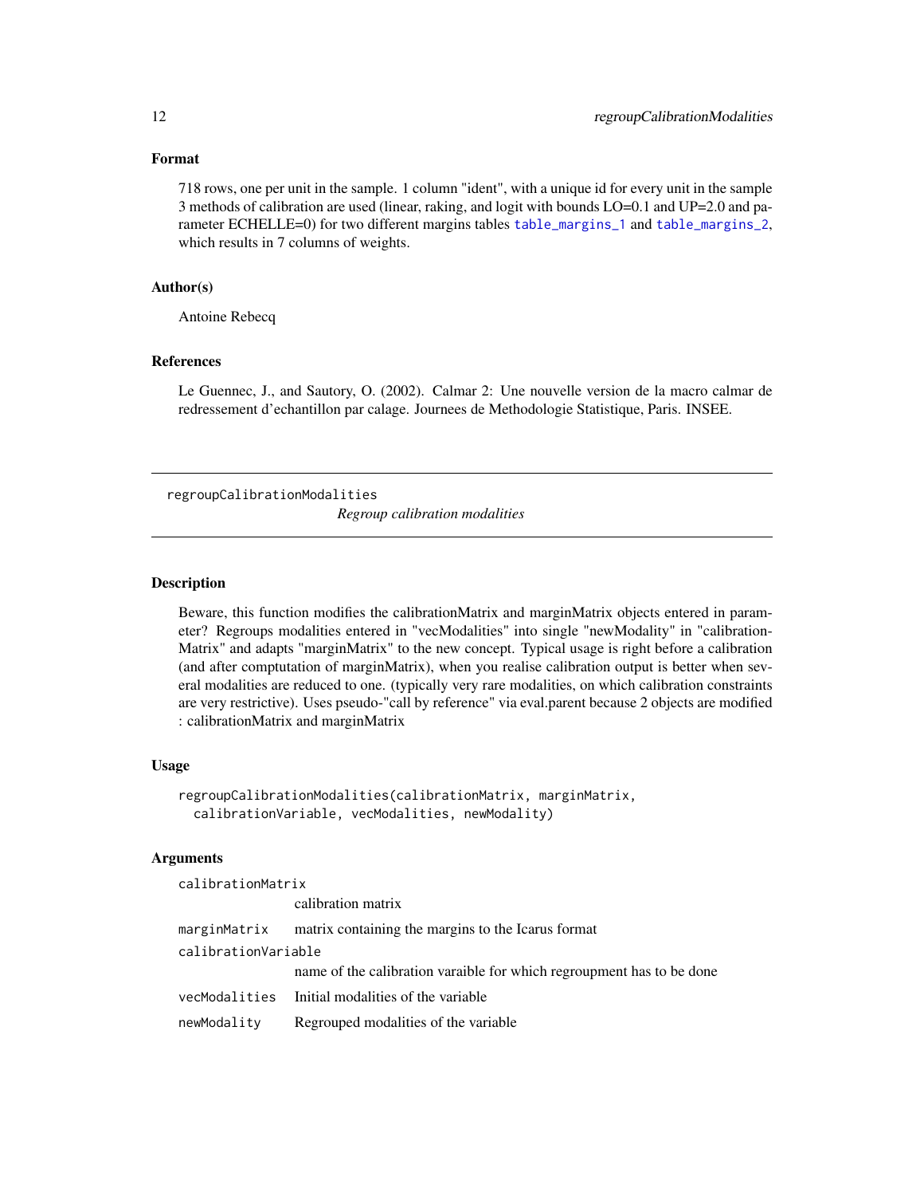### Format

718 rows, one per unit in the sample. 1 column "ident", with a unique id for every unit in the sample 3 methods of calibration are used (linear, raking, and logit with bounds LO=0.1 and UP=2.0 and parameter ECHELLE=0) for two different margins tables table_margins_1 and table_margins_2, which results in 7 columns of weights.

### Author(s)

Antoine Rebecq

### References

Le Guennec, J., and Sautory, O. (2002). Calmar 2: Une nouvelle version de la macro calmar de redressement d'echantillon par calage. Journees de Methodologie Statistique, Paris. INSEE.

---

## regroupCalibrationModalities

*Regroup calibration modalities*

---

### Description

Beware, this function modifies the calibrationMatrix and marginMatrix objects entered in parameter? Regroups modalities entered in "vecModalities" into single "newModality" in "calibrationMatrix" and adapts "marginMatrix" to the new concept. Typical usage is right before a calibration (and after comptutation of marginMatrix), when you realise calibration output is better when several modalities are reduced to one. (typically very rare modalities, on which calibration constraints are very restrictive). Uses pseudo-"call by reference" via eval.parent because 2 objects are modified : calibrationMatrix and marginMatrix

### Usage

```
regroupCalibrationModalities(calibrationMatrix, marginMatrix,
  calibrationVariable, vecModalities, newModality)
```

### Arguments

| | |
|---|---|
| calibrationMatrix | calibration matrix |
| marginMatrix | matrix containing the margins to the Icarus format |
| calibrationVariable | name of the calibration varaible for which regroupment has to be done |
| vecModalities | Initial modalities of the variable |
| newModality | Regrouped modalities of the variable |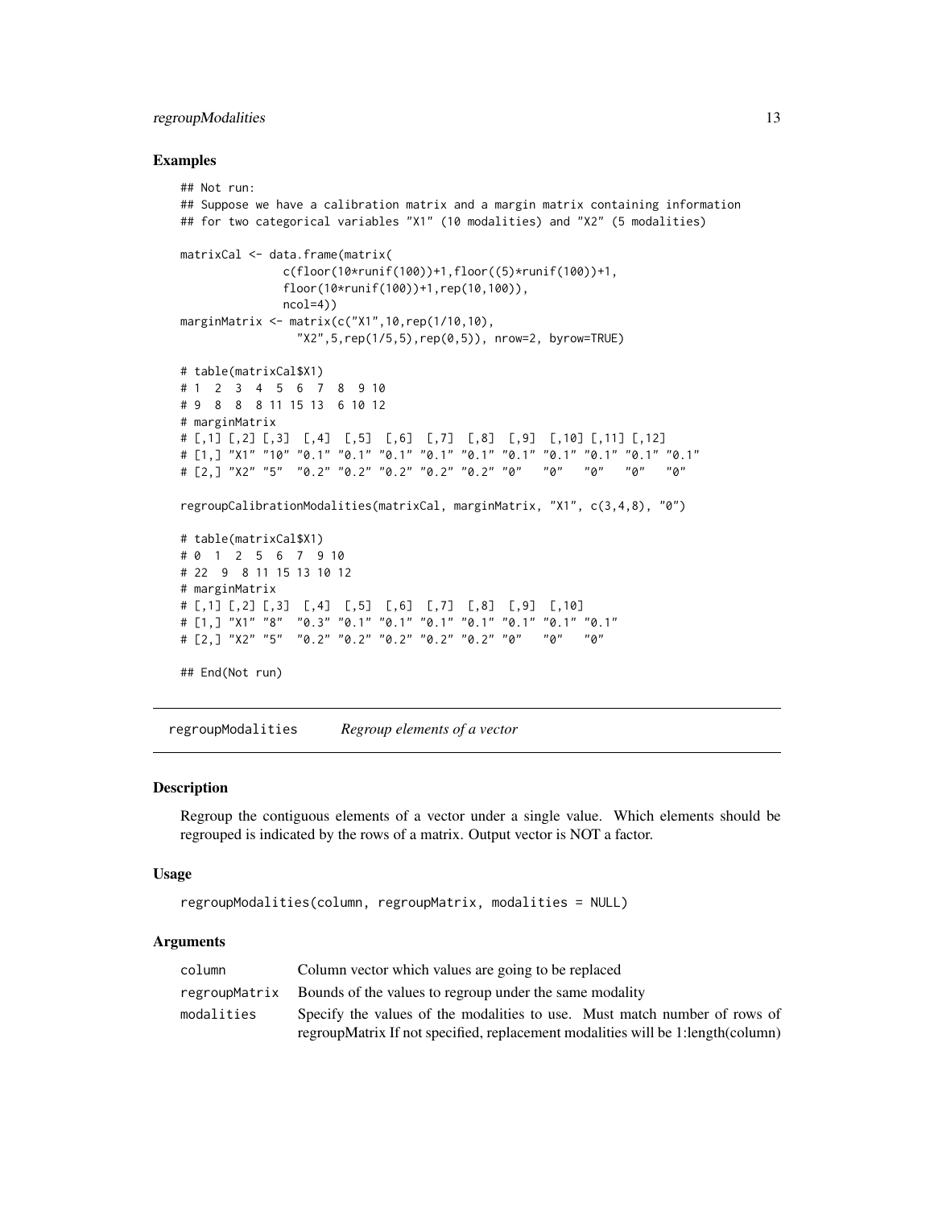### Examples

```
## Not run:
## Suppose we have a calibration matrix and a margin matrix containing information
## for two categorical variables "X1" (10 modalities) and "X2" (5 modalities)

matrixCal <- data.frame(matrix(
              c(floor(10*runif(100))+1,floor((5)*runif(100))+1,
              floor(10*runif(100))+1,rep(10,100)),
              ncol=4))
marginMatrix <- matrix(c("X1",10,rep(1/10,10),
                "X2",5,rep(1/5,5),rep(0,5)), nrow=2, byrow=TRUE)

# table(matrixCal$X1)
# 1  2  3  4  5  6  7  8  9 10
# 9  8  8  8 11 15 13  6 10 12
# marginMatrix
# [,1] [,2] [,3]  [,4]  [,5]  [,6]  [,7]  [,8]  [,9]  [,10] [,11] [,12]
# [1,] "X1" "10" "0.1" "0.1" "0.1" "0.1" "0.1" "0.1" "0.1" "0.1" "0.1" "0.1"
# [2,] "X2" "5"  "0.2" "0.2" "0.2" "0.2" "0.2" "0"   "0"   "0"   "0"   "0"

regroupCalibrationModalities(matrixCal, marginMatrix, "X1", c(3,4,8), "0")

# table(matrixCal$X1)
# 0  1  2  5  6  7  9 10
# 22  9  8 11 15 13 10 12
# marginMatrix
# [,1] [,2] [,3]  [,4]  [,5]  [,6]  [,7]  [,8]  [,9]  [,10]
# [1,] "X1" "8"  "0.3" "0.1" "0.1" "0.1" "0.1" "0.1" "0.1" "0.1"
# [2,] "X2" "5"  "0.2" "0.2" "0.2" "0.2" "0.2" "0"   "0"   "0"

## End(Not run)
```

## regroupModalities *Regroup elements of a vector*

### Description

Regroup the contiguous elements of a vector under a single value. Which elements should be regrouped is indicated by the rows of a matrix. Output vector is NOT a factor.

### Usage

```
regroupModalities(column, regroupMatrix, modalities = NULL)
```

### Arguments

| | |
|---|---|
| column | Column vector which values are going to be replaced |
| regroupMatrix | Bounds of the values to regroup under the same modality |
| modalities | Specify the values of the modalities to use. Must match number of rows of regroupMatrix If not specified, replacement modalities will be 1:length(column) |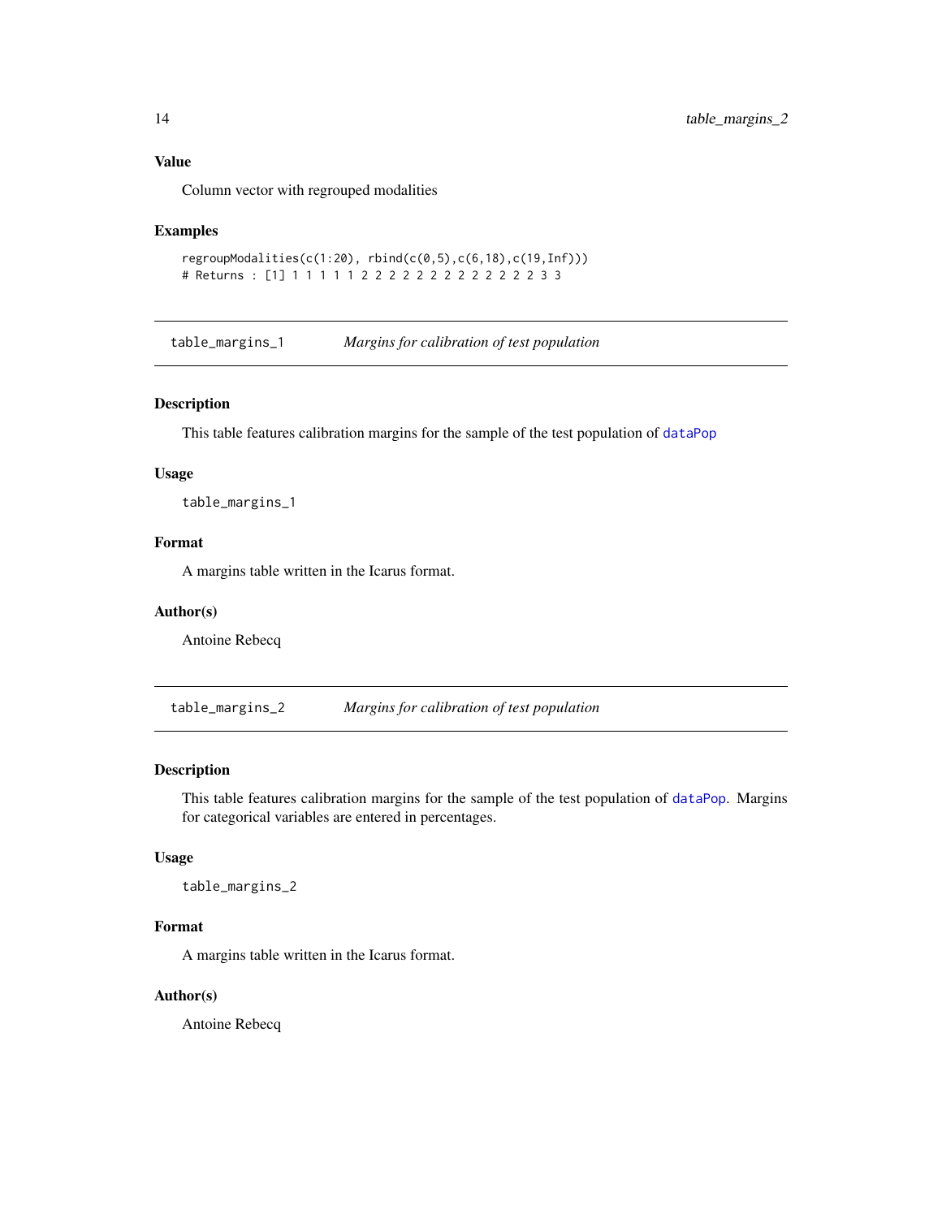### Value

Column vector with regrouped modalities

### Examples

```
regroupModalities(c(1:20), rbind(c(0,5),c(6,18),c(19,Inf)))
# Returns : [1] 1 1 1 1 1 2 2 2 2 2 2 2 2 2 2 2 2 2 3 3
```

---

## table_margins_1 — *Margins for calibration of test population*

### Description

This table features calibration margins for the sample of the test population of `dataPop`

### Usage

```
table_margins_1
```

### Format

A margins table written in the Icarus format.

### Author(s)

Antoine Rebecq

---

## table_margins_2 — *Margins for calibration of test population*

### Description

This table features calibration margins for the sample of the test population of `dataPop`. Margins for categorical variables are entered in percentages.

### Usage

```
table_margins_2
```

### Format

A margins table written in the Icarus format.

### Author(s)

Antoine Rebecq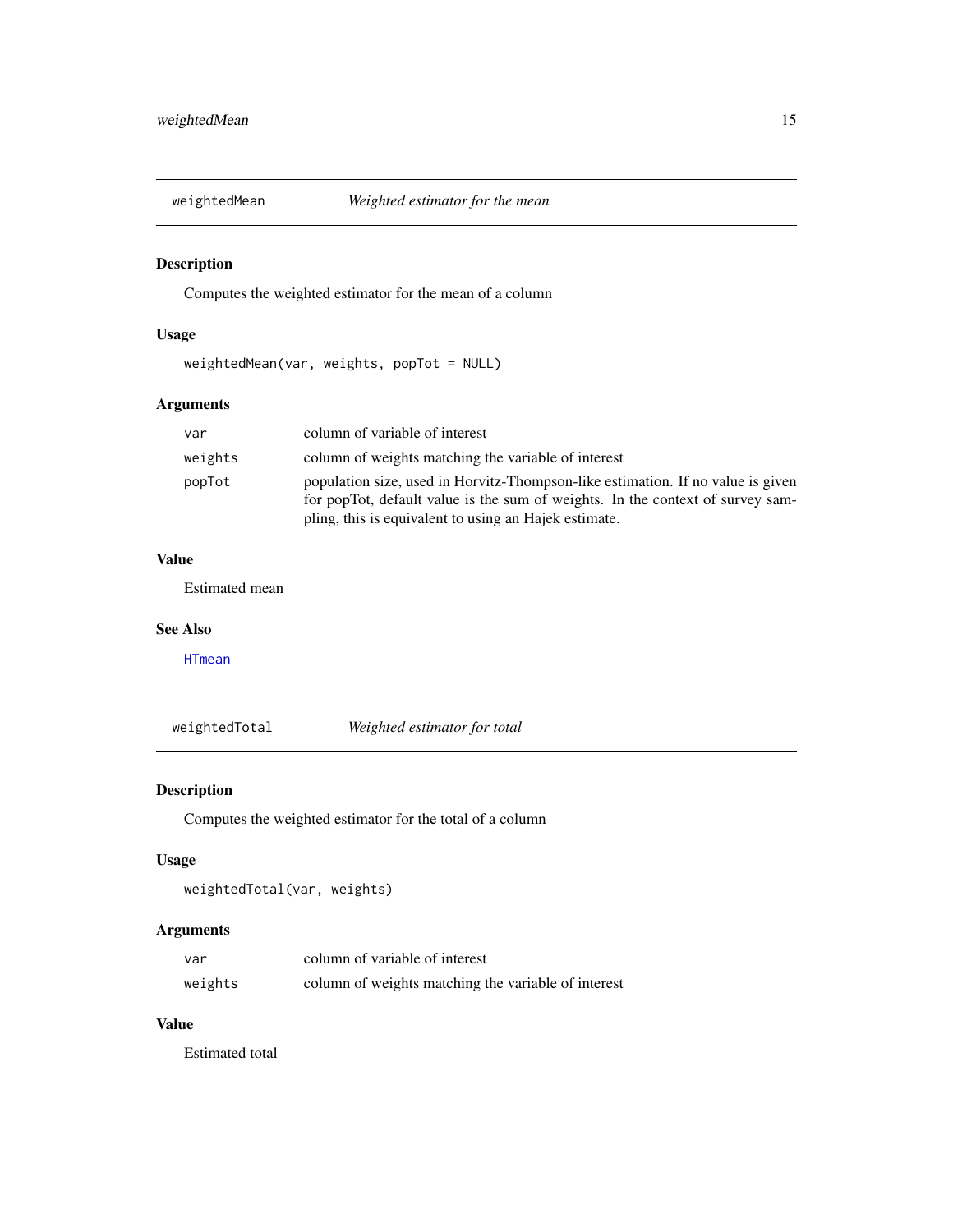## weightedMean — *Weighted estimator for the mean*

### Description

Computes the weighted estimator for the mean of a column

### Usage

```
weightedMean(var, weights, popTot = NULL)
```

### Arguments

| | |
|---|---|
| `var` | column of variable of interest |
| `weights` | column of weights matching the variable of interest |
| `popTot` | population size, used in Horvitz-Thompson-like estimation. If no value is given for popTot, default value is the sum of weights. In the context of survey sampling, this is equivalent to using an Hajek estimate. |

### Value

Estimated mean

### See Also

HTmean

## weightedTotal — *Weighted estimator for total*

### Description

Computes the weighted estimator for the total of a column

### Usage

```
weightedTotal(var, weights)
```

### Arguments

| | |
|---|---|
| `var` | column of variable of interest |
| `weights` | column of weights matching the variable of interest |

### Value

Estimated total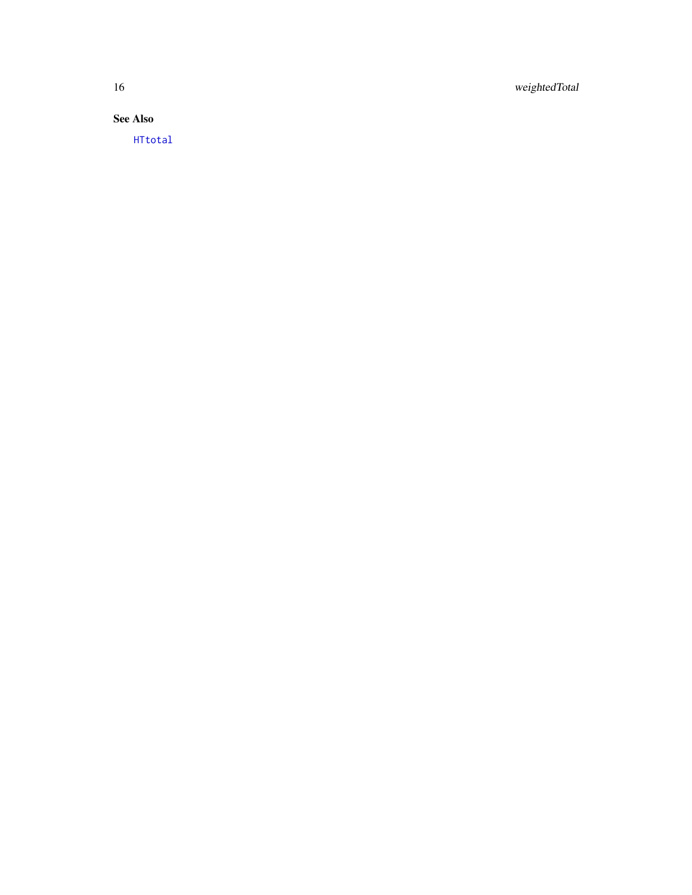## See Also

`HTtotal`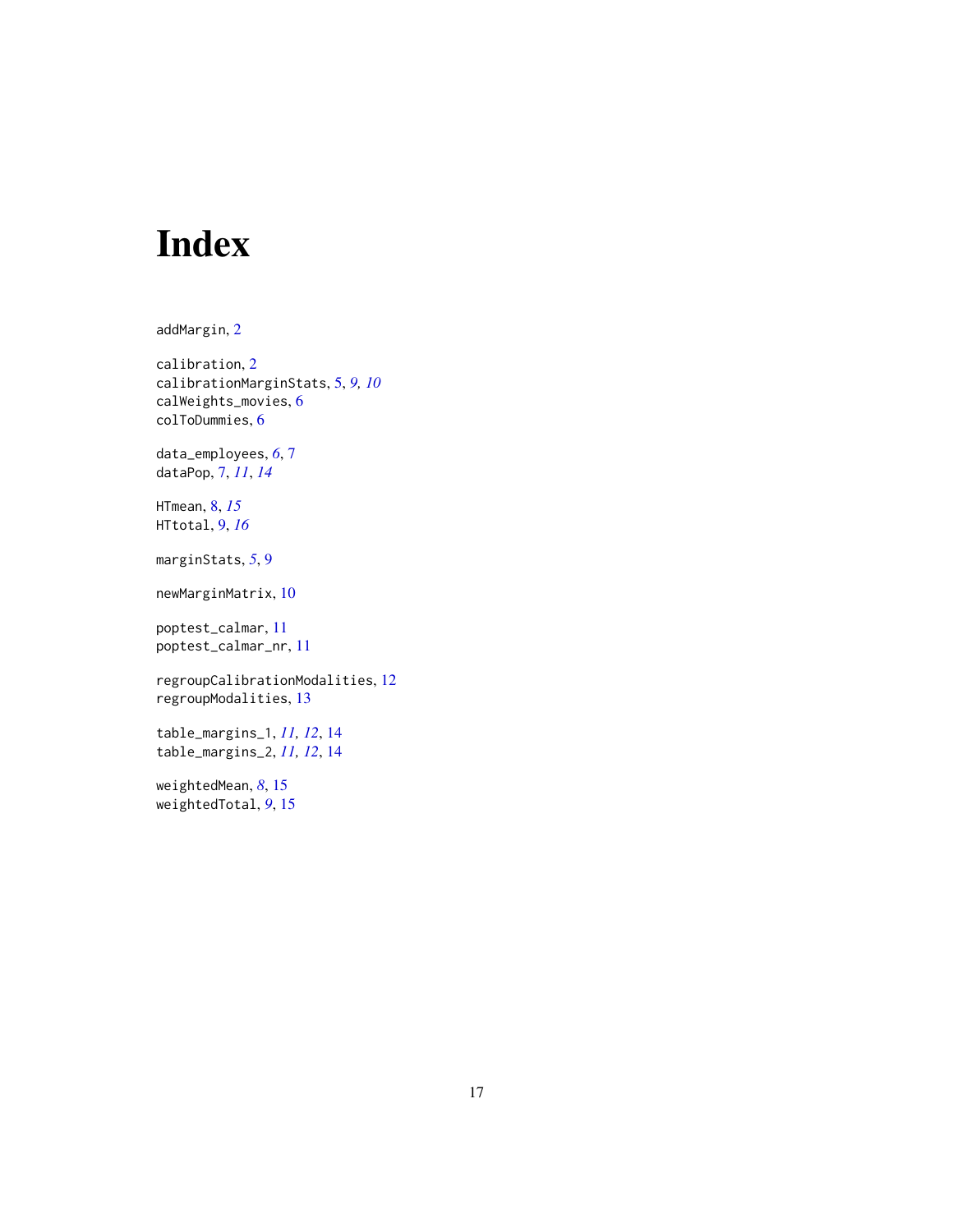# Index

addMargin, 2

calibration, 2
calibrationMarginStats, 5, *9, 10*
calWeights_movies, 6
colToDummies, 6

data_employees, *6*, 7
dataPop, 7, *11*, *14*

HTmean, 8, *15*
HTtotal, 9, *16*

marginStats, *5*, 9

newMarginMatrix, 10

poptest_calmar, 11
poptest_calmar_nr, 11

regroupCalibrationModalities, 12
regroupModalities, 13

table_margins_1, *11, 12*, 14
table_margins_2, *11, 12*, 14

weightedMean, *8*, 15
weightedTotal, *9*, 15